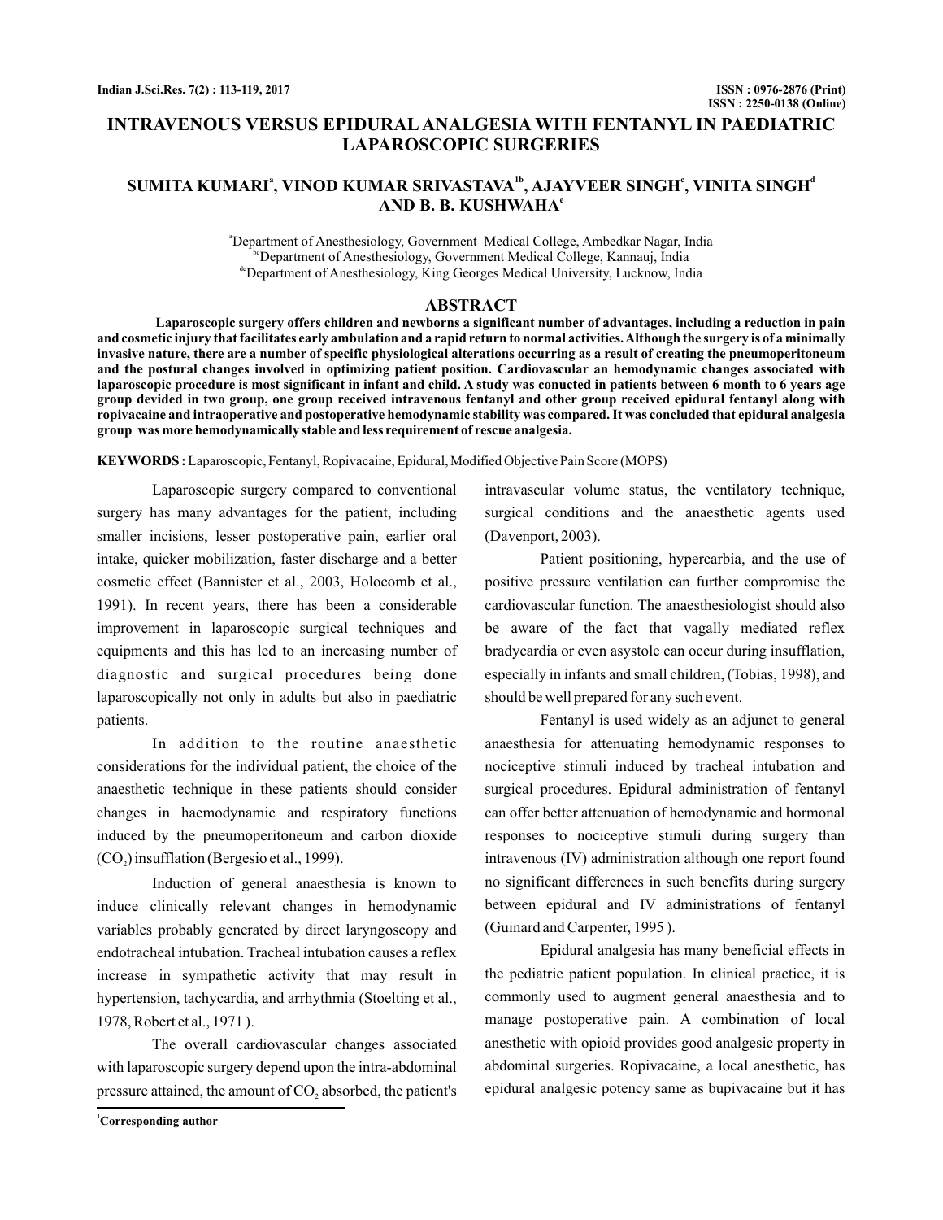# INTRAVENOUS VERSUS EPIDURAL ANALGESIA WITH FENTANYL IN PAEDIATRIC LAPAROSCOPIC SURGERIES

**SUMITA KUMARI[a], VINOD KUMAR SRIVASTAVA[1b], AJAYVEER SINGH[c], VINITA SINGH[d] AND B. B. KUSHWAHA[e]**

[a]Department of Anesthesiology, Government Medical College, Ambedkar Nagar, India
[bc]Department of Anesthesiology, Government Medical College, Kannauj, India
[de]Department of Anesthesiology, King Georges Medical University, Lucknow, India

## ABSTRACT

**Laparoscopic surgery offers children and newborns a significant number of advantages, including a reduction in pain and cosmetic injury that facilitates early ambulation and a rapid return to normal activities. Although the surgery is of a minimally invasive nature, there are a number of specific physiological alterations occurring as a result of creating the pneumoperitoneum and the postural changes involved in optimizing patient position. Cardiovascular an hemodynamic changes associated with laparoscopic procedure is most significant in infant and child. A study was conucted in patients between 6 month to 6 years age group devided in two group, one group received intravenous fentanyl and other group received epidural fentanyl along with ropivacaine and intraoperative and postoperative hemodynamic stability was compared. It was concluded that epidural analgesia group was more hemodynamically stable and less requirement of rescue analgesia.**

**KEYWORDS :** Laparoscopic, Fentanyl, Ropivacaine, Epidural, Modified Objective Pain Score (MOPS)

Laparoscopic surgery compared to conventional surgery has many advantages for the patient, including smaller incisions, lesser postoperative pain, earlier oral intake, quicker mobilization, faster discharge and a better cosmetic effect (Bannister et al., 2003, Holocomb et al., 1991). In recent years, there has been a considerable improvement in laparoscopic surgical techniques and equipments and this has led to an increasing number of diagnostic and surgical procedures being done laparoscopically not only in adults but also in paediatric patients.

In addition to the routine anaesthetic considerations for the individual patient, the choice of the anaesthetic technique in these patients should consider changes in haemodynamic and respiratory functions induced by the pneumoperitoneum and carbon dioxide ($CO_2$) insufflation (Bergesio et al., 1999).

Induction of general anaesthesia is known to induce clinically relevant changes in hemodynamic variables probably generated by direct laryngoscopy and endotracheal intubation. Tracheal intubation causes a reflex increase in sympathetic activity that may result in hypertension, tachycardia, and arrhythmia (Stoelting et al., 1978, Robert et al., 1971 ).

The overall cardiovascular changes associated with laparoscopic surgery depend upon the intra-abdominal pressure attained, the amount of $CO_2$ absorbed, the patient's intravascular volume status, the ventilatory technique, surgical conditions and the anaesthetic agents used (Davenport, 2003).

Patient positioning, hypercarbia, and the use of positive pressure ventilation can further compromise the cardiovascular function. The anaesthesiologist should also be aware of the fact that vagally mediated reflex bradycardia or even asystole can occur during insufflation, especially in infants and small children, (Tobias, 1998), and should be well prepared for any such event.

Fentanyl is used widely as an adjunct to general anaesthesia for attenuating hemodynamic responses to nociceptive stimuli induced by tracheal intubation and surgical procedures. Epidural administration of fentanyl can offer better attenuation of hemodynamic and hormonal responses to nociceptive stimuli during surgery than intravenous (IV) administration although one report found no significant differences in such benefits during surgery between epidural and IV administrations of fentanyl (Guinard and Carpenter, 1995 ).

Epidural analgesia has many beneficial effects in the pediatric patient population. In clinical practice, it is commonly used to augment general anaesthesia and to manage postoperative pain. A combination of local anesthetic with opioid provides good analgesic property in abdominal surgeries. Ropivacaine, a local anesthetic, has epidural analgesic potency same as bupivacaine but it has

[1]Corresponding author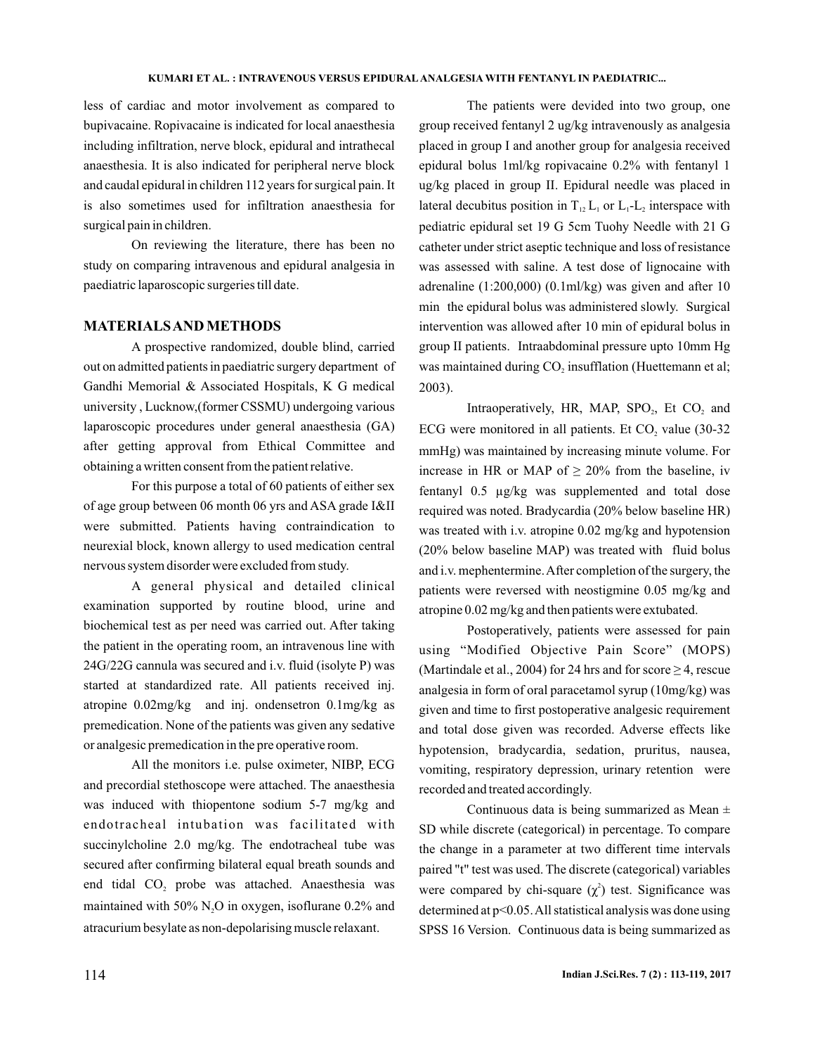less of cardiac and motor involvement as compared to bupivacaine. Ropivacaine is indicated for local anaesthesia including infiltration, nerve block, epidural and intrathecal anaesthesia. It is also indicated for peripheral nerve block and caudal epidural in children 112 years for surgical pain. It is also sometimes used for infiltration anaesthesia for surgical pain in children.

On reviewing the literature, there has been no study on comparing intravenous and epidural analgesia in paediatric laparoscopic surgeries till date.

## MATERIALS AND METHODS

A prospective randomized, double blind, carried out on admitted patients in paediatric surgery department of Gandhi Memorial & Associated Hospitals, K G medical university , Lucknow,(former CSSMU) undergoing various laparoscopic procedures under general anaesthesia (GA) after getting approval from Ethical Committee and obtaining a written consent from the patient relative.

For this purpose a total of 60 patients of either sex of age group between 06 month 06 yrs and ASA grade I&II were submitted. Patients having contraindication to neurexial block, known allergy to used medication central nervous system disorder were excluded from study.

A general physical and detailed clinical examination supported by routine blood, urine and biochemical test as per need was carried out. After taking the patient in the operating room, an intravenous line with 24G/22G cannula was secured and i.v. fluid (isolyte P) was started at standardized rate. All patients received inj. atropine 0.02mg/kg and inj. ondensetron 0.1mg/kg as premedication. None of the patients was given any sedative or analgesic premedication in the pre operative room.

All the monitors i.e. pulse oximeter, NIBP, ECG and precordial stethoscope were attached. The anaesthesia was induced with thiopentone sodium 5-7 mg/kg and endotracheal intubation was facilitated with succinylcholine 2.0 mg/kg. The endotracheal tube was secured after confirming bilateral equal breath sounds and end tidal $CO_2$ probe was attached. Anaesthesia was maintained with 50% $N_2O$ in oxygen, isoflurane 0.2% and atracurium besylate as non-depolarising muscle relaxant.

The patients were devided into two group, one group received fentanyl 2 ug/kg intravenously as analgesia placed in group I and another group for analgesia received epidural bolus 1ml/kg ropivacaine 0.2% with fentanyl 1 ug/kg placed in group II. Epidural needle was placed in lateral decubitus position in $T_{12}$ $L_1$ or $L_1$-$L_2$ interspace with pediatric epidural set 19 G 5cm Tuohy Needle with 21 G catheter under strict aseptic technique and loss of resistance was assessed with saline. A test dose of lignocaine with adrenaline (1:200,000) (0.1ml/kg) was given and after 10 min the epidural bolus was administered slowly. Surgical intervention was allowed after 10 min of epidural bolus in group II patients. Intraabdominal pressure upto 10mm Hg was maintained during $CO_2$ insufflation (Huettemann et al; 2003).

Intraoperatively, HR, MAP, $SPO_2$, Et $CO_2$ and ECG were monitored in all patients. Et $CO_2$ value (30-32 mmHg) was maintained by increasing minute volume. For increase in HR or MAP of $\geq$ 20% from the baseline, iv fentanyl 0.5 µg/kg was supplemented and total dose required was noted. Bradycardia (20% below baseline HR) was treated with i.v. atropine 0.02 mg/kg and hypotension (20% below baseline MAP) was treated with fluid bolus and i.v. mephentermine. After completion of the surgery, the patients were reversed with neostigmine 0.05 mg/kg and atropine 0.02 mg/kg and then patients were extubated.

Postoperatively, patients were assessed for pain using "Modified Objective Pain Score" (MOPS) (Martindale et al., 2004) for 24 hrs and for score $\geq$ 4, rescue analgesia in form of oral paracetamol syrup (10mg/kg) was given and time to first postoperative analgesic requirement and total dose given was recorded. Adverse effects like hypotension, bradycardia, sedation, pruritus, nausea, vomiting, respiratory depression, urinary retention were recorded and treated accordingly.

Continuous data is being summarized as Mean ± SD while discrete (categorical) in percentage. To compare the change in a parameter at two different time intervals paired "t" test was used. The discrete (categorical) variables were compared by chi-square ($\chi^2$) test. Significance was determined at $p<0.05$. All statistical analysis was done using SPSS 16 Version. Continuous data is being summarized as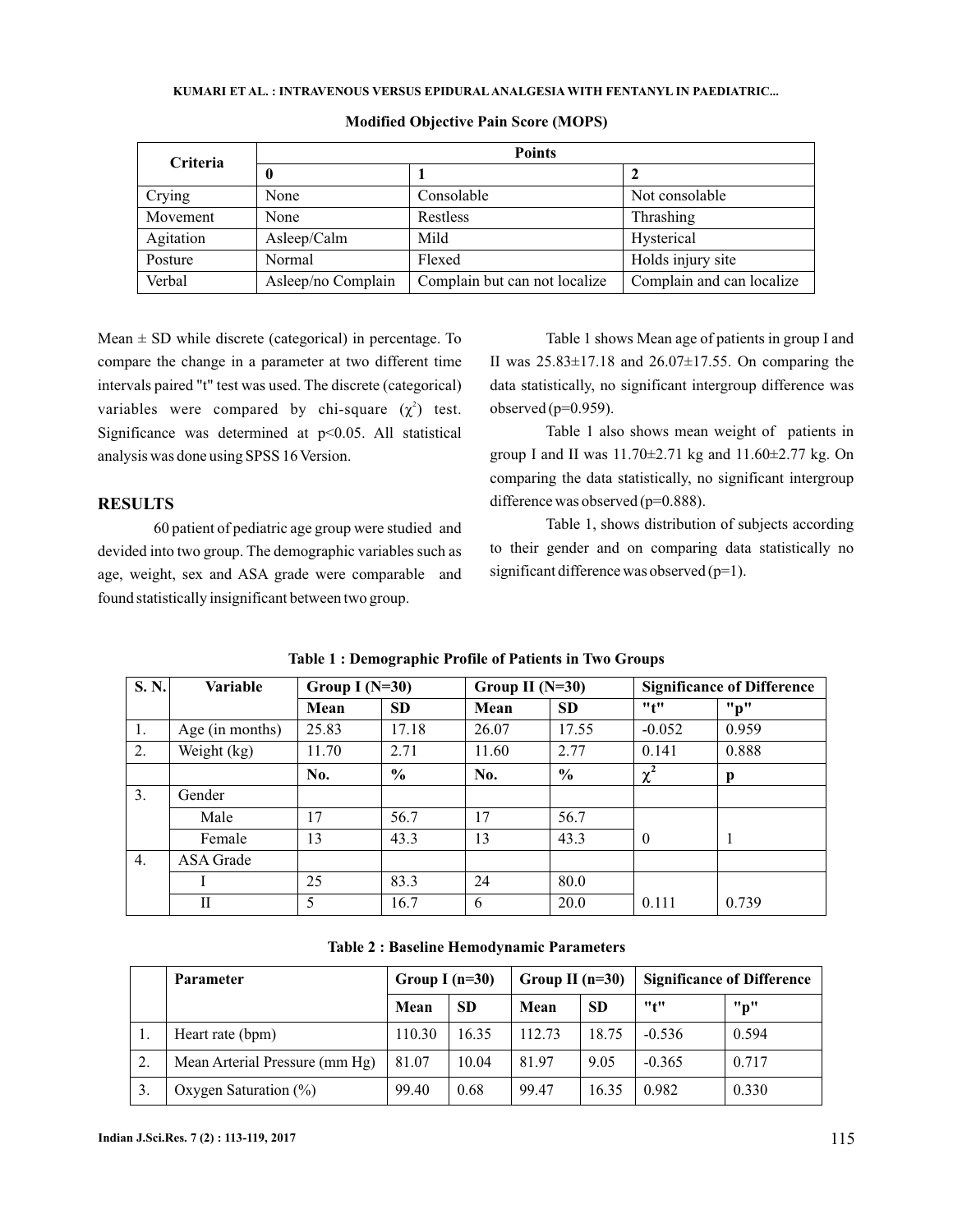**Modified Objective Pain Score (MOPS)**

| Criteria | Points | | |
|---|---|---|---|
| | 0 | 1 | 2 |
| Crying | None | Consolable | Not consolable |
| Movement | None | Restless | Thrashing |
| Agitation | Asleep/Calm | Mild | Hysterical |
| Posture | Normal | Flexed | Holds injury site |
| Verbal | Asleep/no Complain | Complain but can not localize | Complain and can localize |

Mean ± SD while discrete (categorical) in percentage. To compare the change in a parameter at two different time intervals paired "t" test was used. The discrete (categorical) variables were compared by chi-square ($\chi^2$) test. Significance was determined at $p<0.05$. All statistical analysis was done using SPSS 16 Version.

## RESULTS

60 patient of pediatric age group were studied and devided into two group. The demographic variables such as age, weight, sex and ASA grade were comparable and found statistically insignificant between two group.

Table 1 shows Mean age of patients in group I and II was 25.83±17.18 and 26.07±17.55. On comparing the data statistically, no significant intergroup difference was observed (p=0.959).

Table 1 also shows mean weight of patients in group I and II was 11.70±2.71 kg and 11.60±2.77 kg. On comparing the data statistically, no significant intergroup difference was observed (p=0.888).

Table 1, shows distribution of subjects according to their gender and on comparing data statistically no significant difference was observed (p=1).

**Table 1 : Demographic Profile of Patients in Two Groups**

| S. N. | Variable | Group I (N=30) | | Group II (N=30) | | Significance of Difference | |
|---|---|---|---|---|---|---|---|
| | | Mean | SD | Mean | SD | "t" | "p" |
| 1. | Age (in months) | 25.83 | 17.18 | 26.07 | 17.55 | -0.052 | 0.959 |
| 2. | Weight (kg) | 11.70 | 2.71 | 11.60 | 2.77 | 0.141 | 0.888 |
| | | No. | % | No. | % | $\chi^2$ | p |
| 3. | Gender | | | | | | |
| | Male | 17 | 56.7 | 17 | 56.7 | | |
| | Female | 13 | 43.3 | 13 | 43.3 | 0 | 1 |
| 4. | ASA Grade | | | | | | |
| | I | 25 | 83.3 | 24 | 80.0 | | |
| | II | 5 | 16.7 | 6 | 20.0 | 0.111 | 0.739 |

**Table 2 : Baseline Hemodynamic Parameters**

| | Parameter | Group I (n=30) | | Group II (n=30) | | Significance of Difference | |
|---|---|---|---|---|---|---|---|
| | | Mean | SD | Mean | SD | "t" | "p" |
| 1. | Heart rate (bpm) | 110.30 | 16.35 | 112.73 | 18.75 | -0.536 | 0.594 |
| 2. | Mean Arterial Pressure (mm Hg) | 81.07 | 10.04 | 81.97 | 9.05 | -0.365 | 0.717 |
| 3. | Oxygen Saturation (%) | 99.40 | 0.68 | 99.47 | 16.35 | 0.982 | 0.330 |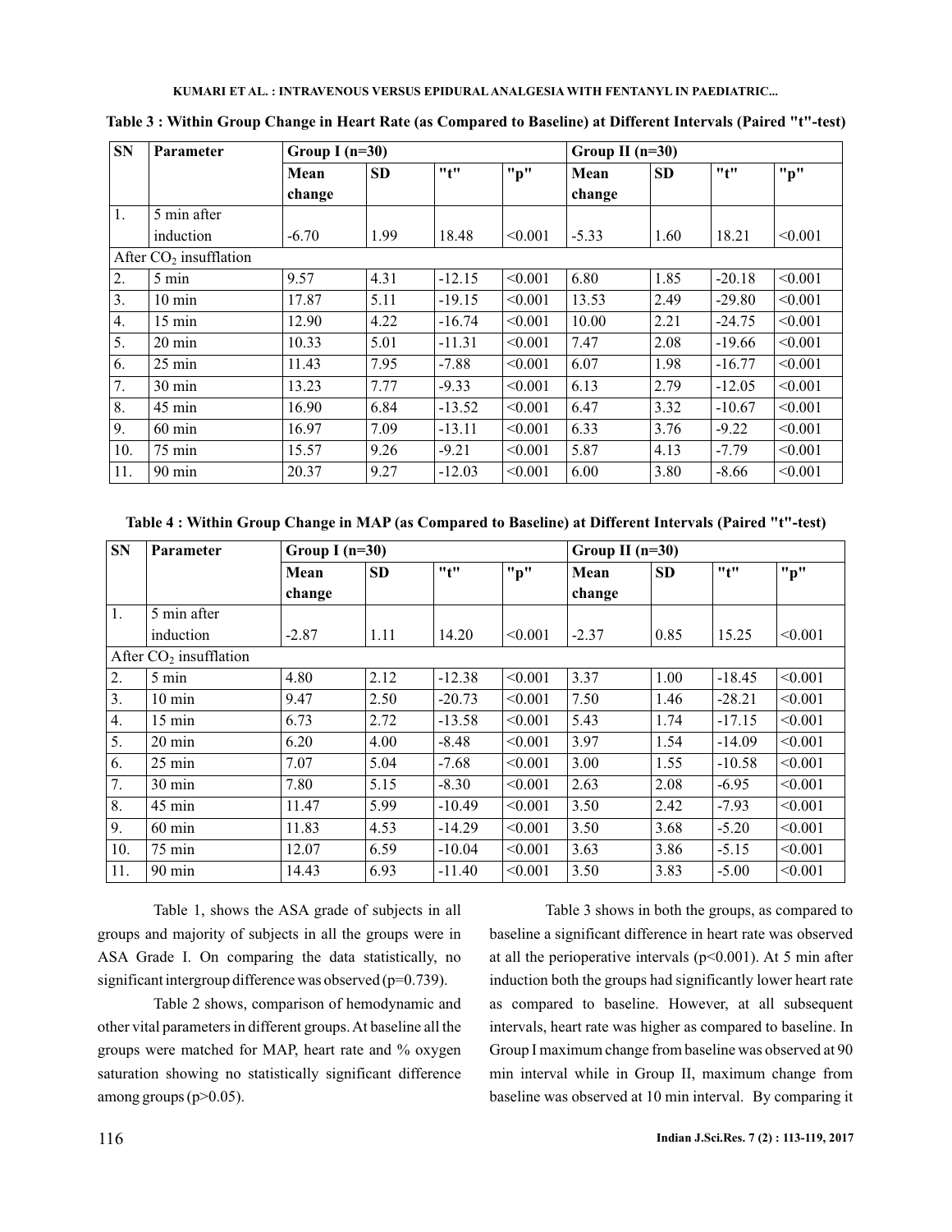**Table 3 : Within Group Change in Heart Rate (as Compared to Baseline) at Different Intervals (Paired "t"-test)**

| SN | Parameter | Group I (n=30) | | | | Group II (n=30) | | | |
|---|---|---|---|---|---|---|---|---|---|
| | | Mean change | SD | "t" | "p" | Mean change | SD | "t" | "p" |
| 1. | 5 min after induction | -6.70 | 1.99 | 18.48 | <0.001 | -5.33 | 1.60 | 18.21 | <0.001 |
| | After $CO_2$ insufflation | | | | | | | | |
| 2. | 5 min | 9.57 | 4.31 | -12.15 | <0.001 | 6.80 | 1.85 | -20.18 | <0.001 |
| 3. | 10 min | 17.87 | 5.11 | -19.15 | <0.001 | 13.53 | 2.49 | -29.80 | <0.001 |
| 4. | 15 min | 12.90 | 4.22 | -16.74 | <0.001 | 10.00 | 2.21 | -24.75 | <0.001 |
| 5. | 20 min | 10.33 | 5.01 | -11.31 | <0.001 | 7.47 | 2.08 | -19.66 | <0.001 |
| 6. | 25 min | 11.43 | 7.95 | -7.88 | <0.001 | 6.07 | 1.98 | -16.77 | <0.001 |
| 7. | 30 min | 13.23 | 7.77 | -9.33 | <0.001 | 6.13 | 2.79 | -12.05 | <0.001 |
| 8. | 45 min | 16.90 | 6.84 | -13.52 | <0.001 | 6.47 | 3.32 | -10.67 | <0.001 |
| 9. | 60 min | 16.97 | 7.09 | -13.11 | <0.001 | 6.33 | 3.76 | -9.22 | <0.001 |
| 10. | 75 min | 15.57 | 9.26 | -9.21 | <0.001 | 5.87 | 4.13 | -7.79 | <0.001 |
| 11. | 90 min | 20.37 | 9.27 | -12.03 | <0.001 | 6.00 | 3.80 | -8.66 | <0.001 |

**Table 4 : Within Group Change in MAP (as Compared to Baseline) at Different Intervals (Paired "t"-test)**

| SN | Parameter | Group I (n=30) | | | | Group II (n=30) | | | |
|---|---|---|---|---|---|---|---|---|---|
| | | Mean change | SD | "t" | "p" | Mean change | SD | "t" | "p" |
| 1. | 5 min after induction | -2.87 | 1.11 | 14.20 | <0.001 | -2.37 | 0.85 | 15.25 | <0.001 |
| | After $CO_2$ insufflation | | | | | | | | |
| 2. | 5 min | 4.80 | 2.12 | -12.38 | <0.001 | 3.37 | 1.00 | -18.45 | <0.001 |
| 3. | 10 min | 9.47 | 2.50 | -20.73 | <0.001 | 7.50 | 1.46 | -28.21 | <0.001 |
| 4. | 15 min | 6.73 | 2.72 | -13.58 | <0.001 | 5.43 | 1.74 | -17.15 | <0.001 |
| 5. | 20 min | 6.20 | 4.00 | -8.48 | <0.001 | 3.97 | 1.54 | -14.09 | <0.001 |
| 6. | 25 min | 7.07 | 5.04 | -7.68 | <0.001 | 3.00 | 1.55 | -10.58 | <0.001 |
| 7. | 30 min | 7.80 | 5.15 | -8.30 | <0.001 | 2.63 | 2.08 | -6.95 | <0.001 |
| 8. | 45 min | 11.47 | 5.99 | -10.49 | <0.001 | 3.50 | 2.42 | -7.93 | <0.001 |
| 9. | 60 min | 11.83 | 4.53 | -14.29 | <0.001 | 3.50 | 3.68 | -5.20 | <0.001 |
| 10. | 75 min | 12.07 | 6.59 | -10.04 | <0.001 | 3.63 | 3.86 | -5.15 | <0.001 |
| 11. | 90 min | 14.43 | 6.93 | -11.40 | <0.001 | 3.50 | 3.83 | -5.00 | <0.001 |

Table 1, shows the ASA grade of subjects in all groups and majority of subjects in all the groups were in ASA Grade I. On comparing the data statistically, no significant intergroup difference was observed (p=0.739).

Table 2 shows, comparison of hemodynamic and other vital parameters in different groups. At baseline all the groups were matched for MAP, heart rate and % oxygen saturation showing no statistically significant difference among groups (p>0.05).

Table 3 shows in both the groups, as compared to baseline a significant difference in heart rate was observed at all the perioperative intervals (p<0.001). At 5 min after induction both the groups had significantly lower heart rate as compared to baseline. However, at all subsequent intervals, heart rate was higher as compared to baseline. In Group I maximum change from baseline was observed at 90 min interval while in Group II, maximum change from baseline was observed at 10 min interval. By comparing it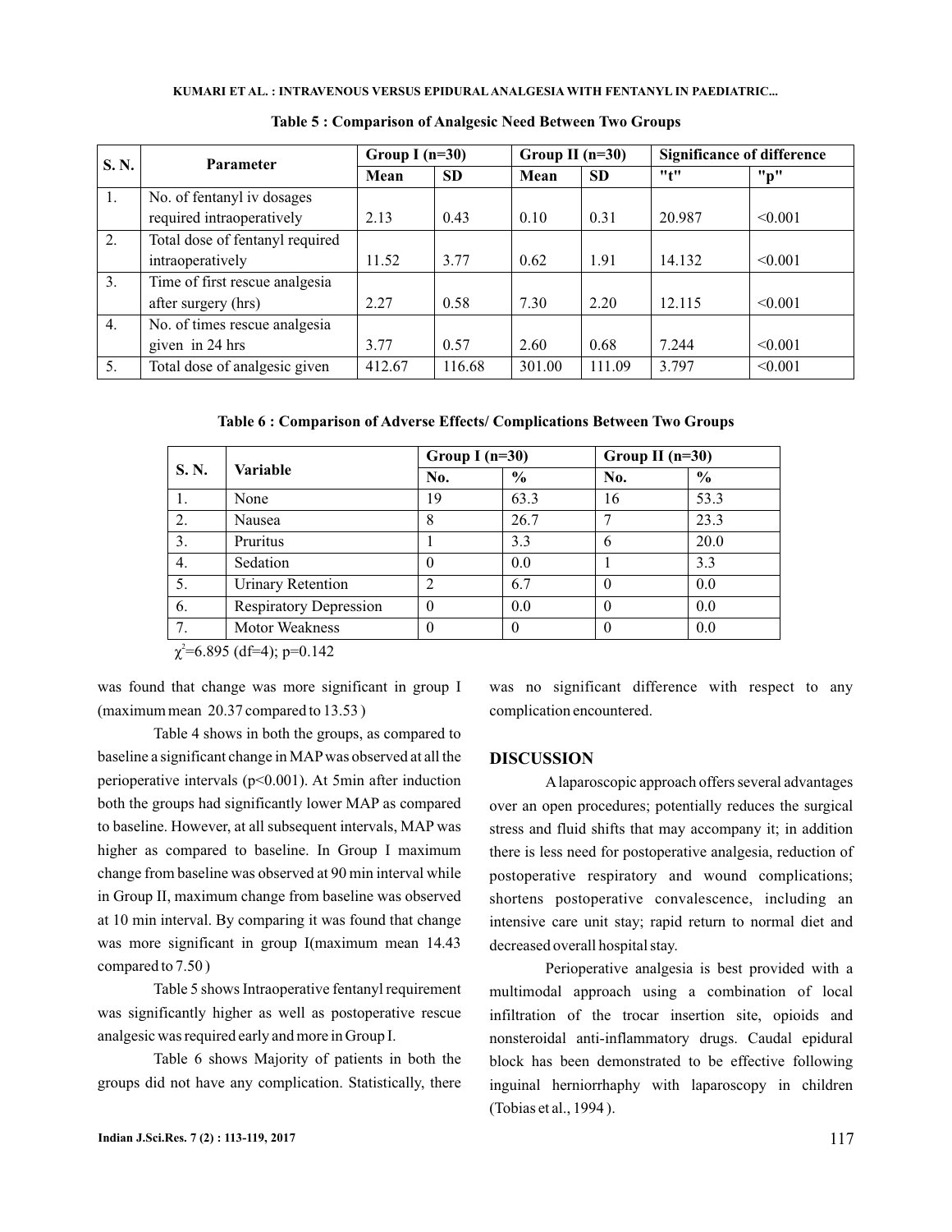**Table 5 : Comparison of Analgesic Need Between Two Groups**

| S. N. | Parameter | Group I (n=30) | | Group II (n=30) | | Significance of difference | |
|---|---|---|---|---|---|---|---|
| | | Mean | SD | Mean | SD | "t" | "p" |
| 1. | No. of fentanyl iv dosages required intraoperatively | 2.13 | 0.43 | 0.10 | 0.31 | 20.987 | <0.001 |
| 2. | Total dose of fentanyl required intraoperatively | 11.52 | 3.77 | 0.62 | 1.91 | 14.132 | <0.001 |
| 3. | Time of first rescue analgesia after surgery (hrs) | 2.27 | 0.58 | 7.30 | 2.20 | 12.115 | <0.001 |
| 4. | No. of times rescue analgesia given in 24 hrs | 3.77 | 0.57 | 2.60 | 0.68 | 7.244 | <0.001 |
| 5. | Total dose of analgesic given | 412.67 | 116.68 | 301.00 | 111.09 | 3.797 | <0.001 |

**Table 6 : Comparison of Adverse Effects/ Complications Between Two Groups**

| S. N. | Variable | Group I (n=30) | | Group II (n=30) | |
|---|---|---|---|---|---|
| | | No. | % | No. | % |
| 1. | None | 19 | 63.3 | 16 | 53.3 |
| 2. | Nausea | 8 | 26.7 | 7 | 23.3 |
| 3. | Pruritus | 1 | 3.3 | 6 | 20.0 |
| 4. | Sedation | 0 | 0.0 | 1 | 3.3 |
| 5. | Urinary Retention | 2 | 6.7 | 0 | 0.0 |
| 6. | Respiratory Depression | 0 | 0.0 | 0 | 0.0 |
| 7. | Motor Weakness | 0 | 0 | 0 | 0.0 |

$\chi^2$=6.895 (df=4); p=0.142

was found that change was more significant in group I (maximum mean 20.37 compared to 13.53 )

Table 4 shows in both the groups, as compared to baseline a significant change in MAP was observed at all the perioperative intervals (p<0.001). At 5min after induction both the groups had significantly lower MAP as compared to baseline. However, at all subsequent intervals, MAP was higher as compared to baseline. In Group I maximum change from baseline was observed at 90 min interval while in Group II, maximum change from baseline was observed at 10 min interval. By comparing it was found that change was more significant in group I(maximum mean 14.43 compared to 7.50 )

Table 5 shows Intraoperative fentanyl requirement was significantly higher as well as postoperative rescue analgesic was required early and more in Group I.

Table 6 shows Majority of patients in both the groups did not have any complication. Statistically, there was no significant difference with respect to any complication encountered.

## DISCUSSION

A laparoscopic approach offers several advantages over an open procedures; potentially reduces the surgical stress and fluid shifts that may accompany it; in addition there is less need for postoperative analgesia, reduction of postoperative respiratory and wound complications; shortens postoperative convalescence, including an intensive care unit stay; rapid return to normal diet and decreased overall hospital stay.

Perioperative analgesia is best provided with a multimodal approach using a combination of local infiltration of the trocar insertion site, opioids and nonsteroidal anti-inflammatory drugs. Caudal epidural block has been demonstrated to be effective following inguinal herniorrhaphy with laparoscopy in children (Tobias et al., 1994 ).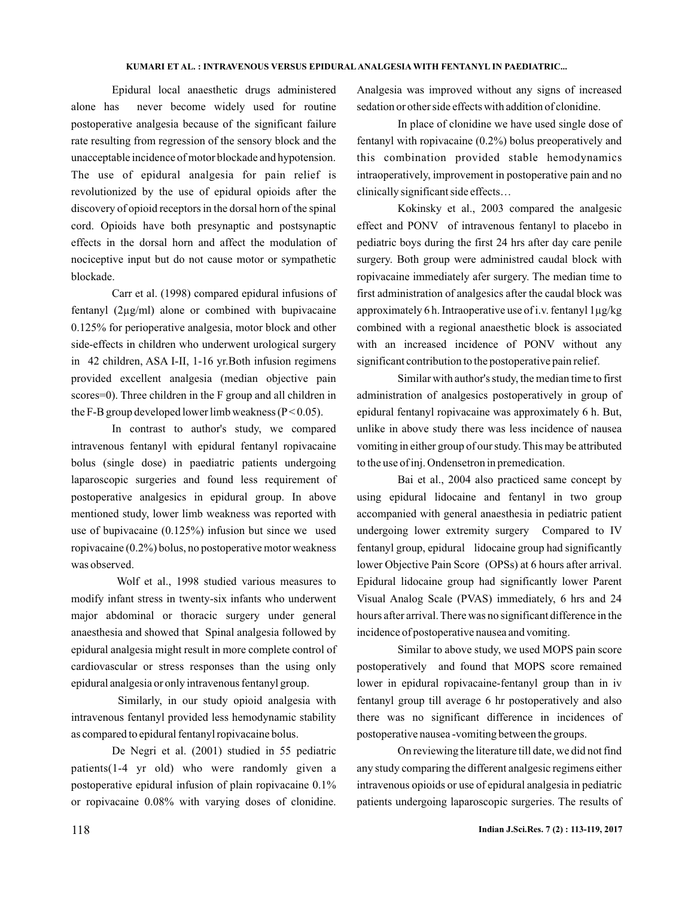Epidural local anaesthetic drugs administered alone has never become widely used for routine postoperative analgesia because of the significant failure rate resulting from regression of the sensory block and the unacceptable incidence of motor blockade and hypotension. The use of epidural analgesia for pain relief is revolutionized by the use of epidural opioids after the discovery of opioid receptors in the dorsal horn of the spinal cord. Opioids have both presynaptic and postsynaptic effects in the dorsal horn and affect the modulation of nociceptive input but do not cause motor or sympathetic blockade.

Carr et al. (1998) compared epidural infusions of fentanyl (2µg/ml) alone or combined with bupivacaine 0.125% for perioperative analgesia, motor block and other side-effects in children who underwent urological surgery in 42 children, ASA I-II, 1-16 yr.Both infusion regimens provided excellent analgesia (median objective pain scores=0). Three children in the F group and all children in the F-B group developed lower limb weakness ($P < 0.05$).

In contrast to author's study, we compared intravenous fentanyl with epidural fentanyl ropivacaine bolus (single dose) in paediatric patients undergoing laparoscopic surgeries and found less requirement of postoperative analgesics in epidural group. In above mentioned study, lower limb weakness was reported with use of bupivacaine (0.125%) infusion but since we used ropivacaine (0.2%) bolus, no postoperative motor weakness was observed.

Wolf et al., 1998 studied various measures to modify infant stress in twenty-six infants who underwent major abdominal or thoracic surgery under general anaesthesia and showed that Spinal analgesia followed by epidural analgesia might result in more complete control of cardiovascular or stress responses than the using only epidural analgesia or only intravenous fentanyl group.

Similarly, in our study opioid analgesia with intravenous fentanyl provided less hemodynamic stability as compared to epidural fentanyl ropivacaine bolus.

De Negri et al. (2001) studied in 55 pediatric patients(1-4 yr old) who were randomly given a postoperative epidural infusion of plain ropivacaine 0.1% or ropivacaine 0.08% with varying doses of clonidine. Analgesia was improved without any signs of increased sedation or other side effects with addition of clonidine.

In place of clonidine we have used single dose of fentanyl with ropivacaine (0.2%) bolus preoperatively and this combination provided stable hemodynamics intraoperatively, improvement in postoperative pain and no clinically significant side effects…

Kokinsky et al., 2003 compared the analgesic effect and PONV of intravenous fentanyl to placebo in pediatric boys during the first 24 hrs after day care penile surgery. Both group were administred caudal block with ropivacaine immediately afer surgery. The median time to first administration of analgesics after the caudal block was approximately 6 h. Intraoperative use of i.v. fentanyl 1µg/kg combined with a regional anaesthetic block is associated with an increased incidence of PONV without any significant contribution to the postoperative pain relief.

Similar with author's study, the median time to first administration of analgesics postoperatively in group of epidural fentanyl ropivacaine was approximately 6 h. But, unlike in above study there was less incidence of nausea vomiting in either group of our study. This may be attributed to the use of inj. Ondensetron in premedication.

Bai et al., 2004 also practiced same concept by using epidural lidocaine and fentanyl in two group accompanied with general anaesthesia in pediatric patient undergoing lower extremity surgery Compared to IV fentanyl group, epidural lidocaine group had significantly lower Objective Pain Score (OPSs) at 6 hours after arrival. Epidural lidocaine group had significantly lower Parent Visual Analog Scale (PVAS) immediately, 6 hrs and 24 hours after arrival. There was no significant difference in the incidence of postoperative nausea and vomiting.

Similar to above study, we used MOPS pain score postoperatively and found that MOPS score remained lower in epidural ropivacaine-fentanyl group than in iv fentanyl group till average 6 hr postoperatively and also there was no significant difference in incidences of postoperative nausea -vomiting between the groups.

On reviewing the literature till date, we did not find any study comparing the different analgesic regimens either intravenous opioids or use of epidural analgesia in pediatric patients undergoing laparoscopic surgeries. The results of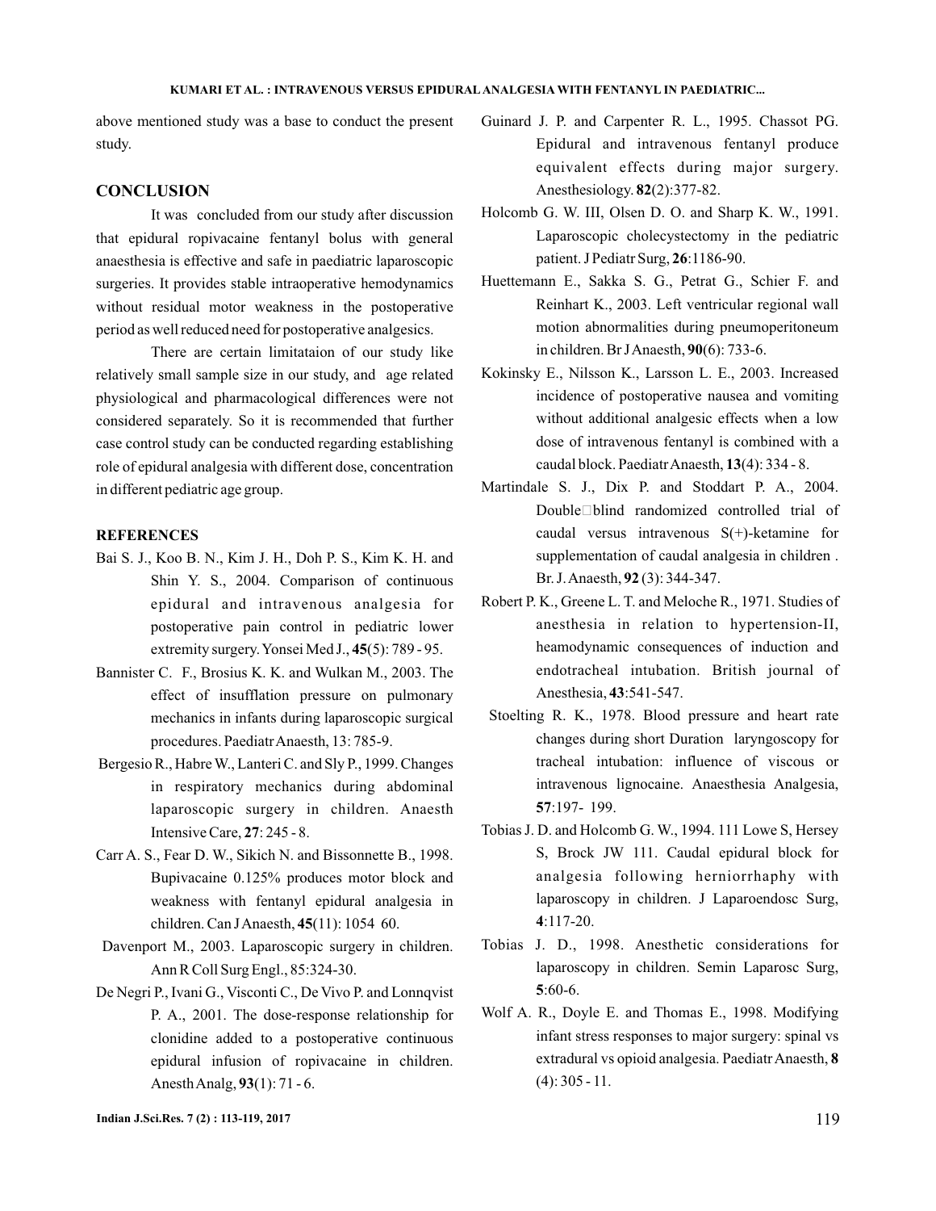above mentioned study was a base to conduct the present study.

## CONCLUSION

It was concluded from our study after discussion that epidural ropivacaine fentanyl bolus with general anaesthesia is effective and safe in paediatric laparoscopic surgeries. It provides stable intraoperative hemodynamics without residual motor weakness in the postoperative period as well reduced need for postoperative analgesics.

There are certain limitataion of our study like relatively small sample size in our study, and age related physiological and pharmacological differences were not considered separately. So it is recommended that further case control study can be conducted regarding establishing role of epidural analgesia with different dose, concentration in different pediatric age group.

## REFERENCES

Bai S. J., Koo B. N., Kim J. H., Doh P. S., Kim K. H. and Shin Y. S., 2004. Comparison of continuous epidural and intravenous analgesia for postoperative pain control in pediatric lower extremity surgery. Yonsei Med J., **45**(5): 789 - 95.

Bannister C. F., Brosius K. K. and Wulkan M., 2003. The effect of insufflation pressure on pulmonary mechanics in infants during laparoscopic surgical procedures. Paediatr Anaesth, 13: 785-9.

Bergesio R., Habre W., Lanteri C. and Sly P., 1999. Changes in respiratory mechanics during abdominal laparoscopic surgery in children. Anaesth Intensive Care, **27**: 245 - 8.

Carr A. S., Fear D. W., Sikich N. and Bissonnette B., 1998. Bupivacaine 0.125% produces motor block and weakness with fentanyl epidural analgesia in children. Can J Anaesth, **45**(11): 1054 60.

Davenport M., 2003. Laparoscopic surgery in children. Ann R Coll Surg Engl., 85:324-30.

De Negri P., Ivani G., Visconti C., De Vivo P. and Lonnqvist P. A., 2001. The dose-response relationship for clonidine added to a postoperative continuous epidural infusion of ropivacaine in children. Anesth Analg, **93**(1): 71 - 6.

Guinard J. P. and Carpenter R. L., 1995. Chassot PG. Epidural and intravenous fentanyl produce equivalent effects during major surgery. Anesthesiology. **82**(2):377-82.

Holcomb G. W. III, Olsen D. O. and Sharp K. W., 1991. Laparoscopic cholecystectomy in the pediatric patient. J Pediatr Surg, **26**:1186-90.

Huettemann E., Sakka S. G., Petrat G., Schier F. and Reinhart K., 2003. Left ventricular regional wall motion abnormalities during pneumoperitoneum in children. Br J Anaesth, **90**(6): 733-6.

Kokinsky E., Nilsson K., Larsson L. E., 2003. Increased incidence of postoperative nausea and vomiting without additional analgesic effects when a low dose of intravenous fentanyl is combined with a caudal block. Paediatr Anaesth, **13**(4): 334 - 8.

Martindale S. J., Dix P. and Stoddart P. A., 2004. Double blind randomized controlled trial of caudal versus intravenous S(+)-ketamine for supplementation of caudal analgesia in children . Br. J. Anaesth, **92** (3): 344-347.

Robert P. K., Greene L. T. and Meloche R., 1971. Studies of anesthesia in relation to hypertension-II, heamodynamic consequences of induction and endotracheal intubation. British journal of Anesthesia, **43**:541-547.

Stoelting R. K., 1978. Blood pressure and heart rate changes during short Duration laryngoscopy for tracheal intubation: influence of viscous or intravenous lignocaine. Anaesthesia Analgesia, **57**:197- 199.

Tobias J. D. and Holcomb G. W., 1994. 111 Lowe S, Hersey S, Brock JW 111. Caudal epidural block for analgesia following herniorrhaphy with laparoscopy in children. J Laparoendosc Surg, **4**:117-20.

Tobias J. D., 1998. Anesthetic considerations for laparoscopy in children. Semin Laparosc Surg, **5**:60-6.

Wolf A. R., Doyle E. and Thomas E., 1998. Modifying infant stress responses to major surgery: spinal vs extradural vs opioid analgesia. Paediatr Anaesth, **8** (4): 305 - 11.